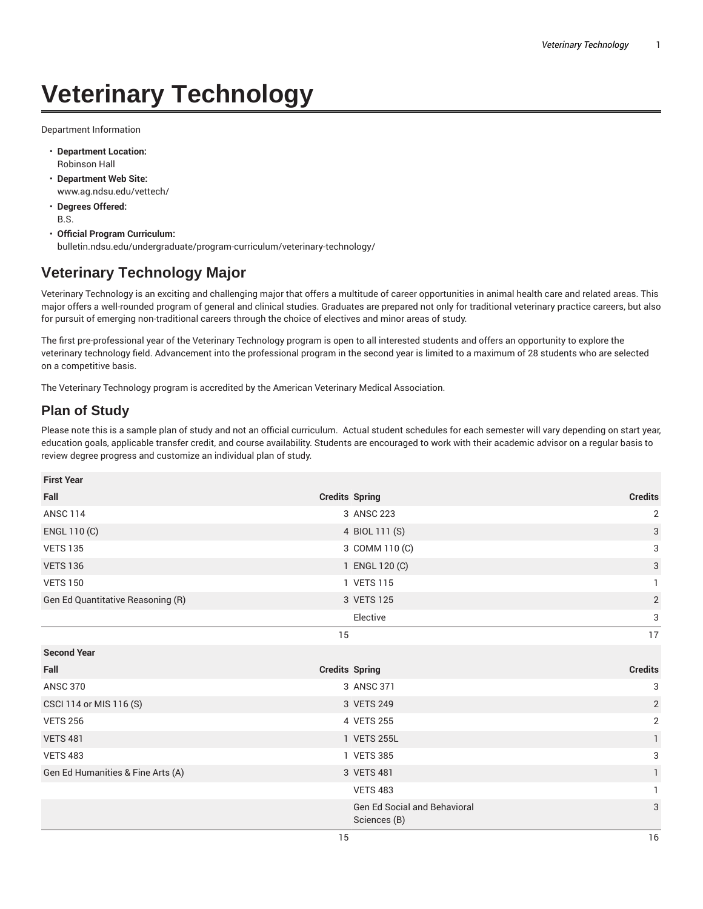# Veterinary Technology

Department Information

- **Department Location:**
  Robinson Hall
- **Department Web Site:**
  www.ag.ndsu.edu/vettech/
- **Degrees Offered:**
  B.S.
- **Official Program Curriculum:**
  bulletin.ndsu.edu/undergraduate/program-curriculum/veterinary-technology/

## Veterinary Technology Major

Veterinary Technology is an exciting and challenging major that offers a multitude of career opportunities in animal health care and related areas. This major offers a well-rounded program of general and clinical studies. Graduates are prepared not only for traditional veterinary practice careers, but also for pursuit of emerging non-traditional careers through the choice of electives and minor areas of study.

The first pre-professional year of the Veterinary Technology program is open to all interested students and offers an opportunity to explore the veterinary technology field. Advancement into the professional program in the second year is limited to a maximum of 28 students who are selected on a competitive basis.

The Veterinary Technology program is accredited by the American Veterinary Medical Association.

## Plan of Study

Please note this is a sample plan of study and not an official curriculum. Actual student schedules for each semester will vary depending on start year, education goals, applicable transfer credit, and course availability. Students are encouraged to work with their academic advisor on a regular basis to review degree progress and customize an individual plan of study.

| First Year | | | |
|---|---|---|---|
| Fall | Credits | Spring | Credits |
| ANSC 114 | 3 | ANSC 223 | 2 |
| ENGL 110 (C) | 4 | BIOL 111 (S) | 3 |
| VETS 135 | 3 | COMM 110 (C) | 3 |
| VETS 136 | 1 | ENGL 120 (C) | 3 |
| VETS 150 | 1 | VETS 115 | 1 |
| Gen Ed Quantitative Reasoning (R) | 3 | VETS 125 | 2 |
| | | Elective | 3 |
| | 15 | | 17 |
| **Second Year** | | | |
| Fall | Credits | Spring | Credits |
| ANSC 370 | 3 | ANSC 371 | 3 |
| CSCI 114 or MIS 116 (S) | 3 | VETS 249 | 2 |
| VETS 256 | 4 | VETS 255 | 2 |
| VETS 481 | 1 | VETS 255L | 1 |
| VETS 483 | 1 | VETS 385 | 3 |
| Gen Ed Humanities & Fine Arts (A) | 3 | VETS 481 | 1 |
| | | VETS 483 | 1 |
| | | Gen Ed Social and Behavioral Sciences (B) | 3 |
| | 15 | | 16 |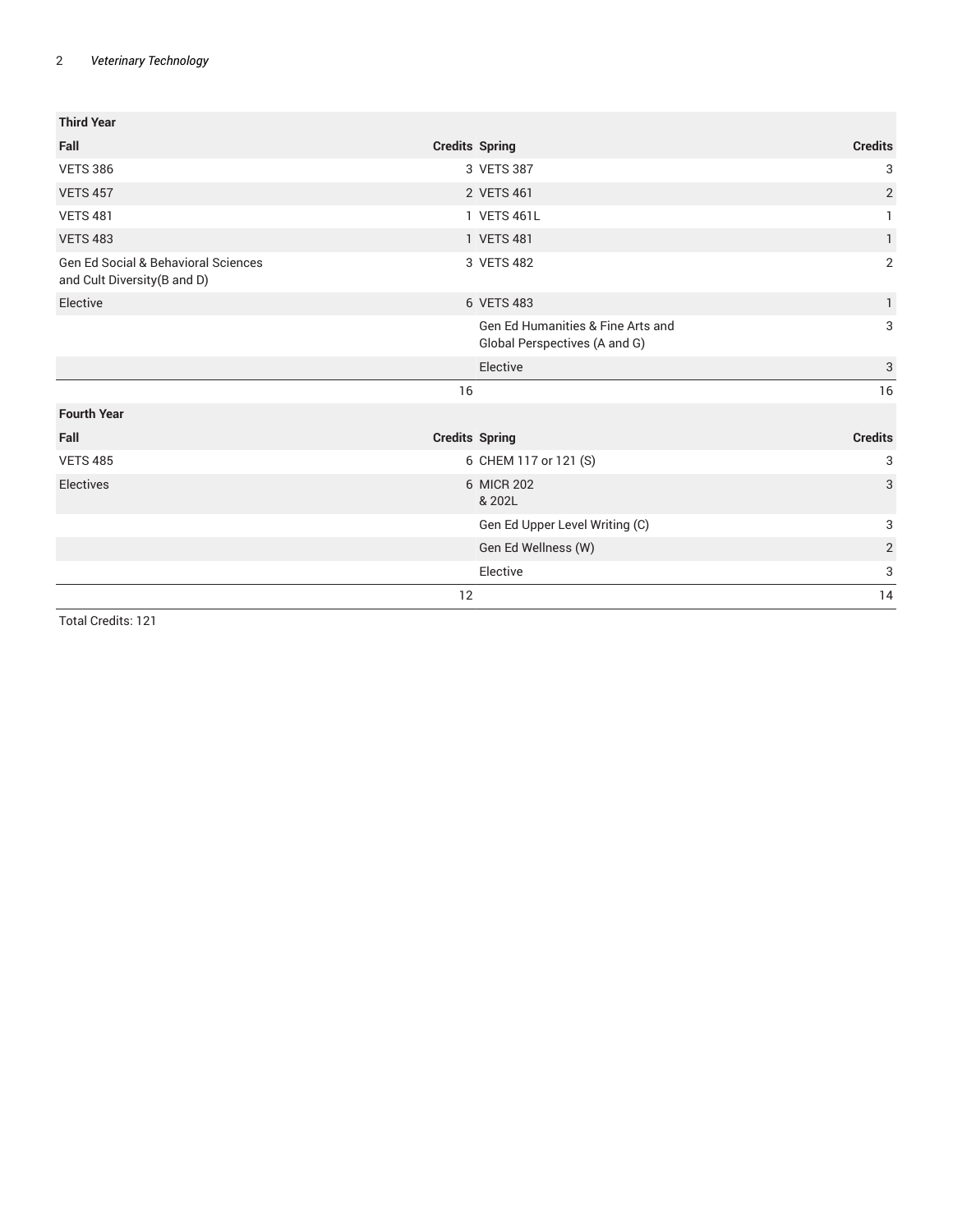| Third Year | | | |
|---|---|---|---|
| **Fall** | **Credits** | **Spring** | **Credits** |
| VETS 386 | 3 | VETS 387 | 3 |
| VETS 457 | 2 | VETS 461 | 2 |
| VETS 481 | 1 | VETS 461L | 1 |
| VETS 483 | 1 | VETS 481 | 1 |
| Gen Ed Social & Behavioral Sciences and Cult Diversity(B and D) | 3 | VETS 482 | 2 |
| Elective | 6 | VETS 483 | 1 |
| | | Gen Ed Humanities & Fine Arts and Global Perspectives (A and G) | 3 |
| | | Elective | 3 |
| | 16 | | 16 |

| Fourth Year | | | |
|---|---|---|---|
| **Fall** | **Credits** | **Spring** | **Credits** |
| VETS 485 | 6 | CHEM 117 or 121 (S) | 3 |
| Electives | 6 | MICR 202 & 202L | 3 |
| | | Gen Ed Upper Level Writing (C) | 3 |
| | | Gen Ed Wellness (W) | 2 |
| | | Elective | 3 |
| | 12 | | 14 |

Total Credits: 121